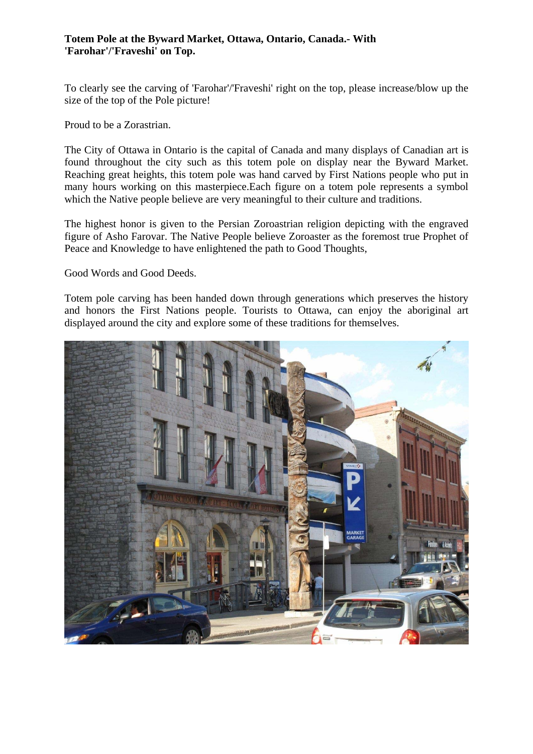**Totem Pole at the Byward Market, Ottawa, Ontario, Canada.- With 'Farohar'/'Fraveshi' on Top.**

To clearly see the carving of 'Farohar'/'Fraveshi' right on the top, please increase/blow up the size of the top of the Pole picture!

Proud to be a Zorastrian.

The City of Ottawa in Ontario is the capital of Canada and many displays of Canadian art is found throughout the city such as this totem pole on display near the Byward Market. Reaching great heights, this totem pole was hand carved by First Nations people who put in many hours working on this masterpiece.Each figure on a totem pole represents a symbol which the Native people believe are very meaningful to their culture and traditions.

The highest honor is given to the Persian Zoroastrian religion depicting with the engraved figure of Asho Farovar. The Native People believe Zoroaster as the foremost true Prophet of Peace and Knowledge to have enlightened the path to Good Thoughts,

Good Words and Good Deeds.

Totem pole carving has been handed down through generations which preserves the history and honors the First Nations people. Tourists to Ottawa, can enjoy the aboriginal art displayed around the city and explore some of these traditions for themselves.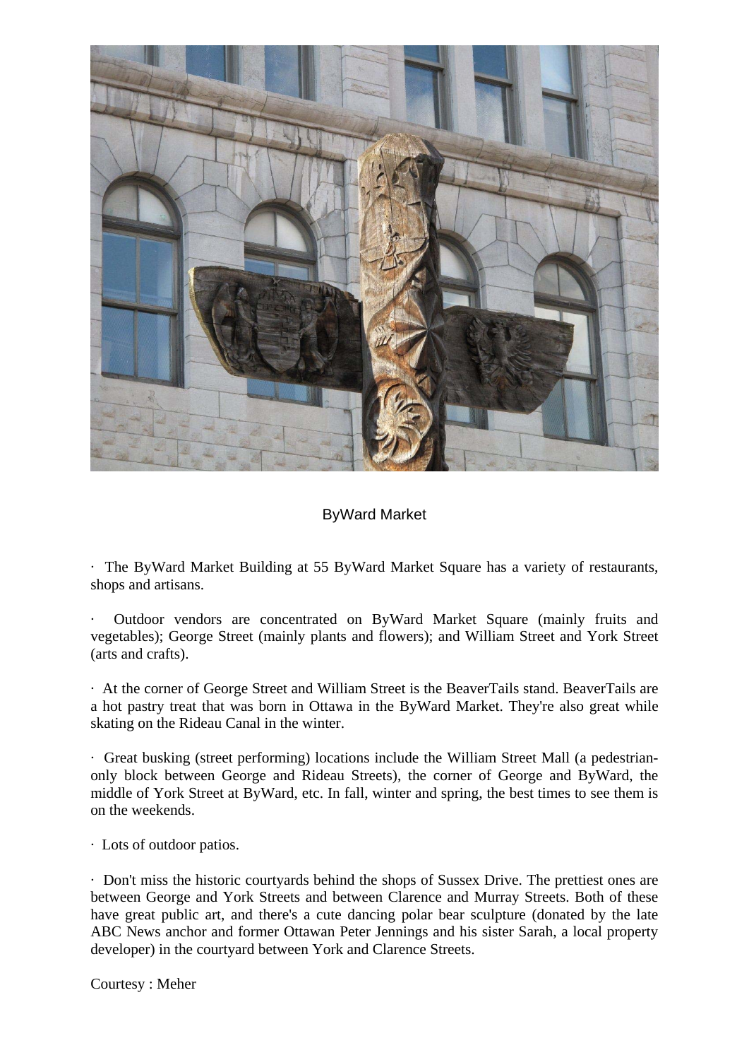ByWard Market

· The ByWard Market Building at 55 ByWard Market Square has a variety of restaurants, shops and artisans.

· Outdoor vendors are concentrated on ByWard Market Square (mainly fruits and vegetables); George Street (mainly plants and flowers); and William Street and York Street (arts and crafts).

· At the corner of George Street and William Street is the BeaverTails stand. BeaverTails are a hot pastry treat that was born in Ottawa in the ByWard Market. They're also great while skating on the Rideau Canal in the winter.

· Great busking (street performing) locations include the William Street Mall (a pedestrian-only block between George and Rideau Streets), the corner of George and ByWard, the middle of York Street at ByWard, etc. In fall, winter and spring, the best times to see them is on the weekends.

· Lots of outdoor patios.

· Don't miss the historic courtyards behind the shops of Sussex Drive. The prettiest ones are between George and York Streets and between Clarence and Murray Streets. Both of these have great public art, and there's a cute dancing polar bear sculpture (donated by the late ABC News anchor and former Ottawan Peter Jennings and his sister Sarah, a local property developer) in the courtyard between York and Clarence Streets.

Courtesy : Meher